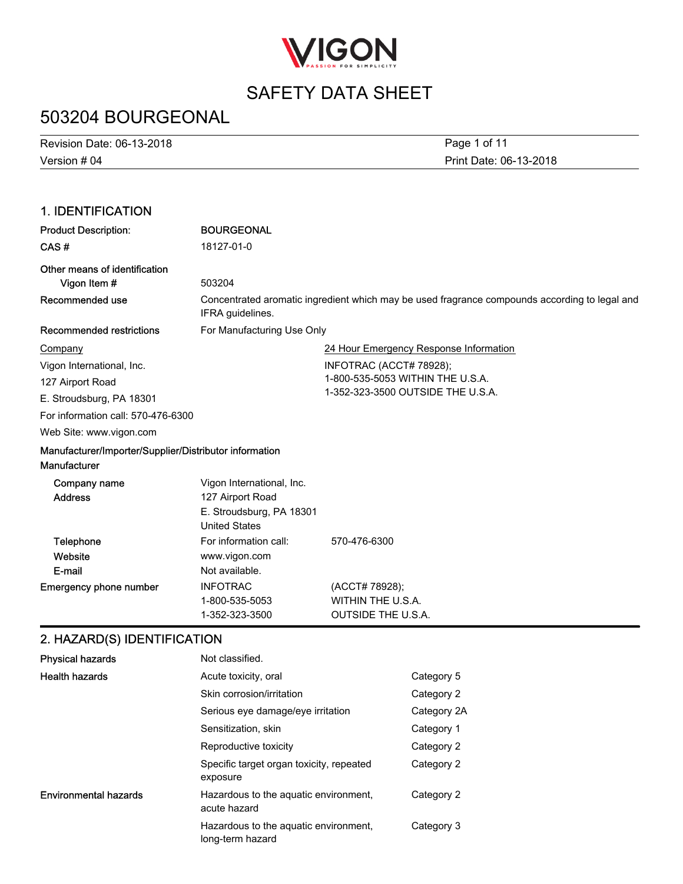# SAFETY DATA SHEET

# 503204 BOURGEONAL

Revision Date: 06-13-2018
Version # 04
Print Date: 06-13-2018

## 1. IDENTIFICATION

| | |
|---|---|
| **Product Description:** | **BOURGEONAL** |
| **CAS #** | 18127-01-0 |
| **Other means of identification** | |
| **Vigon Item #** | 503204 |
| **Recommended use** | Concentrated aromatic ingredient which may be used fragrance compounds according to legal and IFRA guidelines. |
| **Recommended restrictions** | For Manufacturing Use Only |

**Company**

Vigon International, Inc.
127 Airport Road
E. Stroudsburg, PA 18301
For information call: 570-476-6300
Web Site: www.vigon.com

**24 Hour Emergency Response Information**

INFOTRAC (ACCT# 78928);
1-800-535-5053 WITHIN THE U.S.A.
1-352-323-3500 OUTSIDE THE U.S.A.

**Manufacturer/Importer/Supplier/Distributor information**

**Manufacturer**

| | | |
|---|---|---|
| **Company name** | Vigon International, Inc. | |
| **Address** | 127 Airport Road<br>E. Stroudsburg, PA 18301<br>United States | |
| **Telephone** | For information call: | 570-476-6300 |
| **Website** | www.vigon.com | |
| **E-mail** | Not available. | |
| **Emergency phone number** | INFOTRAC<br>1-800-535-5053<br>1-352-323-3500 | (ACCT# 78928);<br>WITHIN THE U.S.A.<br>OUTSIDE THE U.S.A. |

## 2. HAZARD(S) IDENTIFICATION

| | | |
|---|---|---|
| **Physical hazards** | Not classified. | |
| **Health hazards** | Acute toxicity, oral | Category 5 |
| | Skin corrosion/irritation | Category 2 |
| | Serious eye damage/eye irritation | Category 2A |
| | Sensitization, skin | Category 1 |
| | Reproductive toxicity | Category 2 |
| | Specific target organ toxicity, repeated exposure | Category 2 |
| **Environmental hazards** | Hazardous to the aquatic environment, acute hazard | Category 2 |
| | Hazardous to the aquatic environment, long-term hazard | Category 3 |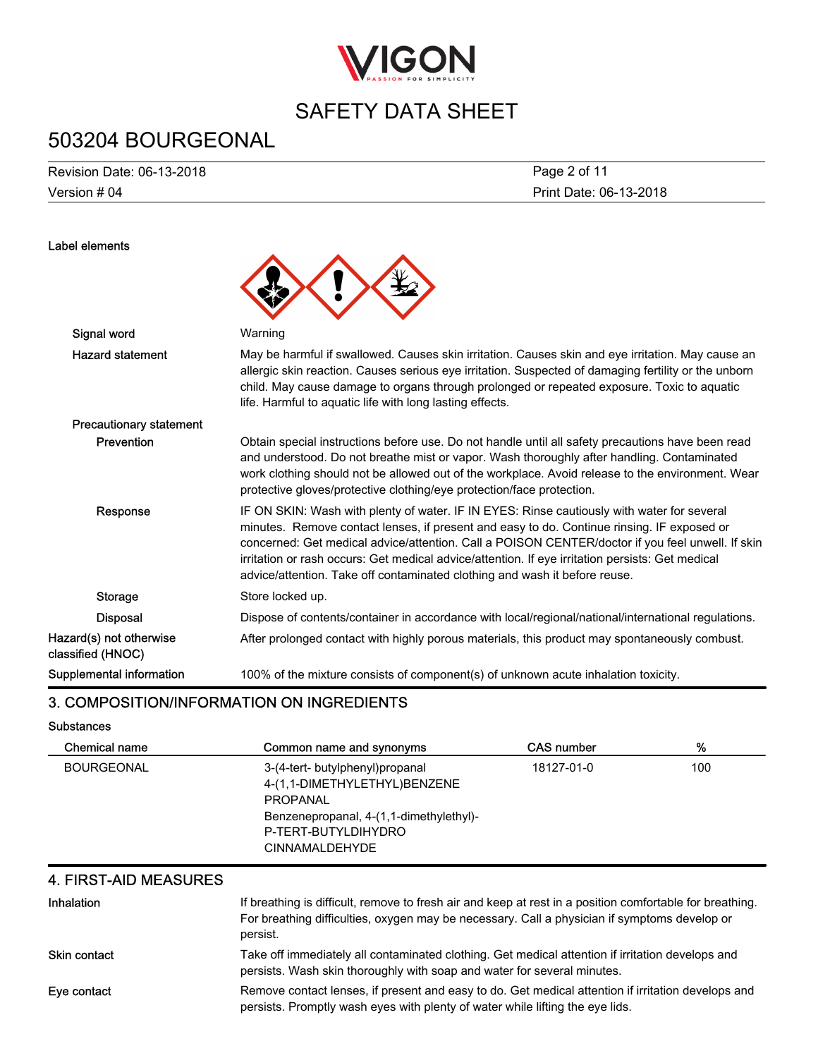Label elements

| | |
|---|---|
| Signal word | Warning |
| Hazard statement | May be harmful if swallowed. Causes skin irritation. Causes skin and eye irritation. May cause an allergic skin reaction. Causes serious eye irritation. Suspected of damaging fertility or the unborn child. May cause damage to organs through prolonged or repeated exposure. Toxic to aquatic life. Harmful to aquatic life with long lasting effects. |
| Precautionary statement | |
| Prevention | Obtain special instructions before use. Do not handle until all safety precautions have been read and understood. Do not breathe mist or vapor. Wash thoroughly after handling. Contaminated work clothing should not be allowed out of the workplace. Avoid release to the environment. Wear protective gloves/protective clothing/eye protection/face protection. |
| Response | IF ON SKIN: Wash with plenty of water. IF IN EYES: Rinse cautiously with water for several minutes. Remove contact lenses, if present and easy to do. Continue rinsing. IF exposed or concerned: Get medical advice/attention. Call a POISON CENTER/doctor if you feel unwell. If skin irritation or rash occurs: Get medical advice/attention. If eye irritation persists: Get medical advice/attention. Take off contaminated clothing and wash it before reuse. |
| Storage | Store locked up. |
| Disposal | Dispose of contents/container in accordance with local/regional/national/international regulations. |
| Hazard(s) not otherwise classified (HNOC) | After prolonged contact with highly porous materials, this product may spontaneously combust. |
| Supplemental information | 100% of the mixture consists of component(s) of unknown acute inhalation toxicity. |

## 3. COMPOSITION/INFORMATION ON INGREDIENTS

Substances

| Chemical name | Common name and synonyms | CAS number | % |
|---|---|---|---|
| BOURGEONAL | 3-(4-tert- butylphenyl)propanal<br>4-(1,1-DIMETHYLETHYL)BENZENE PROPANAL<br>Benzenepropanal, 4-(1,1-dimethylethyl)-<br>P-TERT-BUTYLDIHYDRO CINNAMALDEHYDE | 18127-01-0 | 100 |

## 4. FIRST-AID MEASURES

| | |
|---|---|
| Inhalation | If breathing is difficult, remove to fresh air and keep at rest in a position comfortable for breathing. For breathing difficulties, oxygen may be necessary. Call a physician if symptoms develop or persist. |
| Skin contact | Take off immediately all contaminated clothing. Get medical attention if irritation develops and persists. Wash skin thoroughly with soap and water for several minutes. |
| Eye contact | Remove contact lenses, if present and easy to do. Get medical attention if irritation develops and persists. Promptly wash eyes with plenty of water while lifting the eye lids. |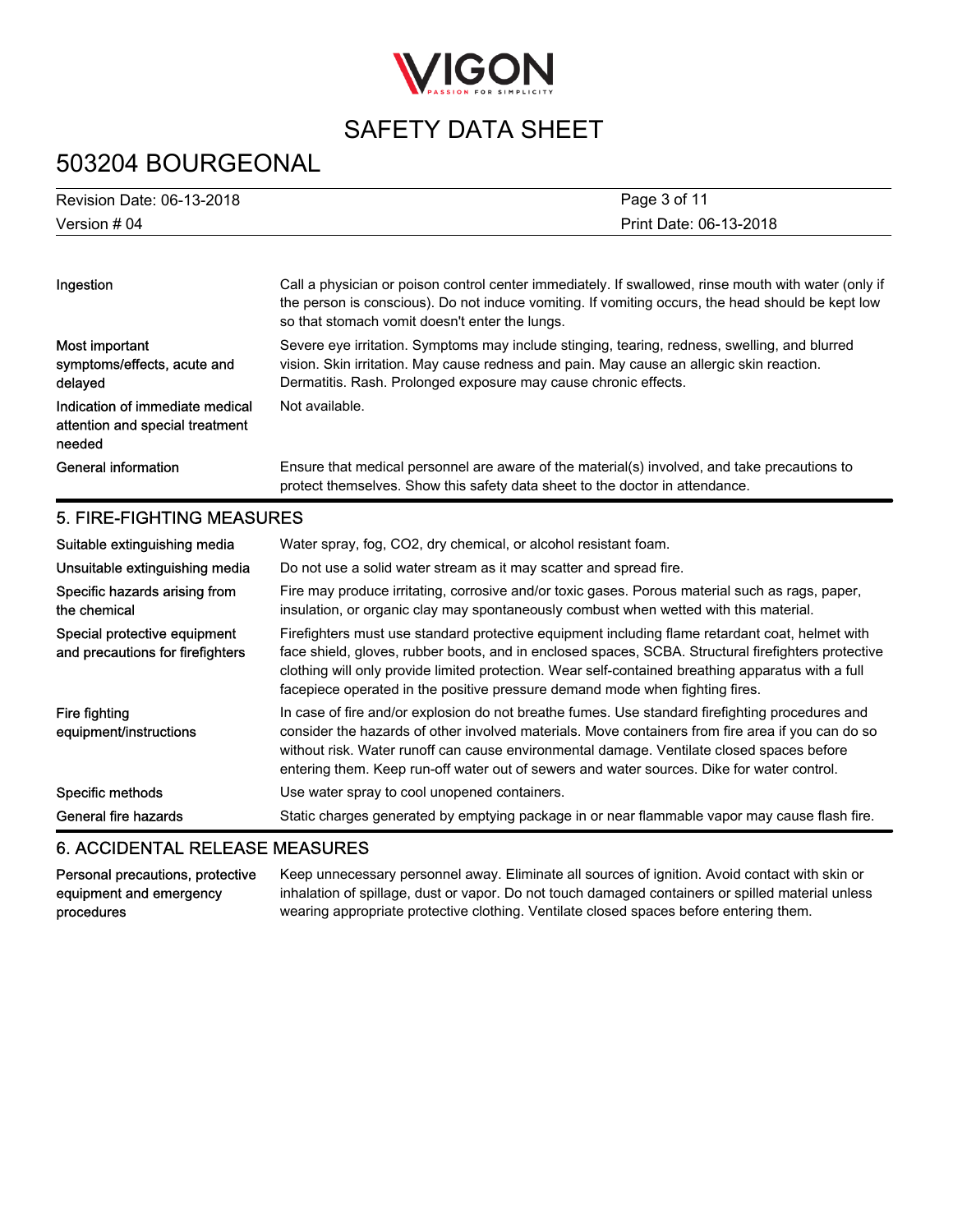| | |
|---|---|
| Ingestion | Call a physician or poison control center immediately. If swallowed, rinse mouth with water (only if the person is conscious). Do not induce vomiting. If vomiting occurs, the head should be kept low so that stomach vomit doesn't enter the lungs. |
| Most important symptoms/effects, acute and delayed | Severe eye irritation. Symptoms may include stinging, tearing, redness, swelling, and blurred vision. Skin irritation. May cause redness and pain. May cause an allergic skin reaction. Dermatitis. Rash. Prolonged exposure may cause chronic effects. |
| Indication of immediate medical attention and special treatment needed | Not available. |
| General information | Ensure that medical personnel are aware of the material(s) involved, and take precautions to protect themselves. Show this safety data sheet to the doctor in attendance. |

## 5. FIRE-FIGHTING MEASURES

| | |
|---|---|
| Suitable extinguishing media | Water spray, fog, $CO_2$, dry chemical, or alcohol resistant foam. |
| Unsuitable extinguishing media | Do not use a solid water stream as it may scatter and spread fire. |
| Specific hazards arising from the chemical | Fire may produce irritating, corrosive and/or toxic gases. Porous material such as rags, paper, insulation, or organic clay may spontaneously combust when wetted with this material. |
| Special protective equipment and precautions for firefighters | Firefighters must use standard protective equipment including flame retardant coat, helmet with face shield, gloves, rubber boots, and in enclosed spaces, SCBA. Structural firefighters protective clothing will only provide limited protection. Wear self-contained breathing apparatus with a full facepiece operated in the positive pressure demand mode when fighting fires. |
| Fire fighting equipment/instructions | In case of fire and/or explosion do not breathe fumes. Use standard firefighting procedures and consider the hazards of other involved materials. Move containers from fire area if you can do so without risk. Water runoff can cause environmental damage. Ventilate closed spaces before entering them. Keep run-off water out of sewers and water sources. Dike for water control. |
| Specific methods | Use water spray to cool unopened containers. |
| General fire hazards | Static charges generated by emptying package in or near flammable vapor may cause flash fire. |

## 6. ACCIDENTAL RELEASE MEASURES

| | |
|---|---|
| Personal precautions, protective equipment and emergency procedures | Keep unnecessary personnel away. Eliminate all sources of ignition. Avoid contact with skin or inhalation of spillage, dust or vapor. Do not touch damaged containers or spilled material unless wearing appropriate protective clothing. Ventilate closed spaces before entering them. |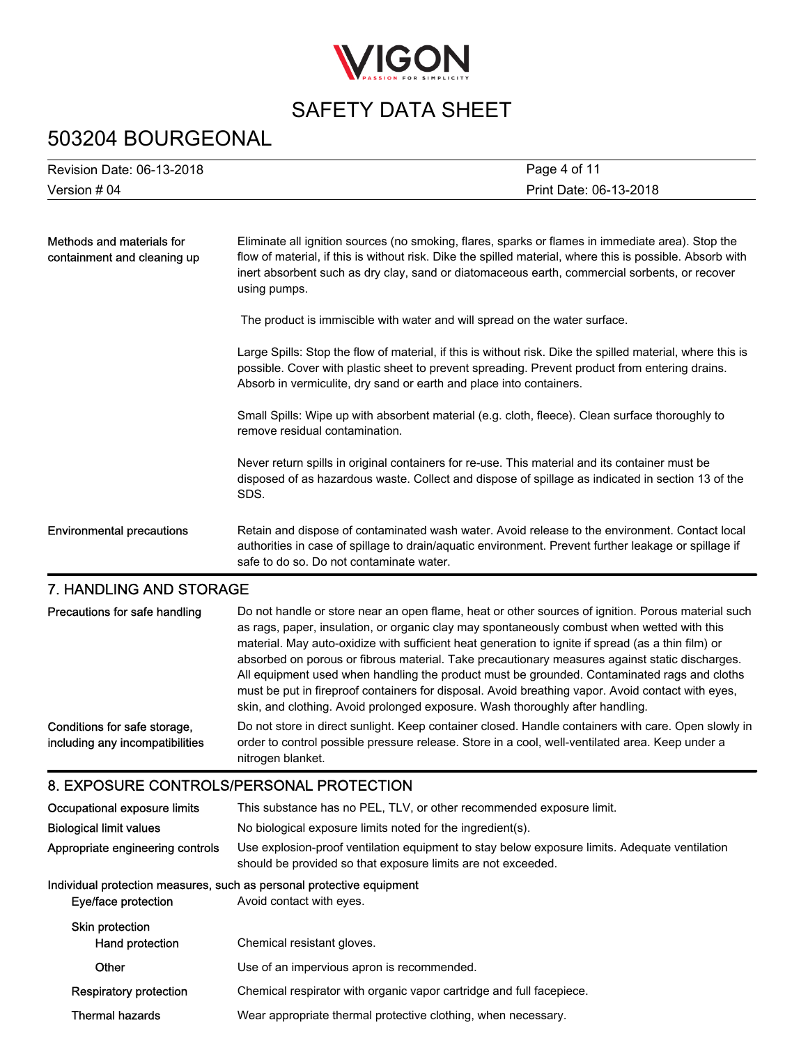| | |
|---|---|
| Methods and materials for containment and cleaning up | Eliminate all ignition sources (no smoking, flares, sparks or flames in immediate area). Stop the flow of material, if this is without risk. Dike the spilled material, where this is possible. Absorb with inert absorbent such as dry clay, sand or diatomaceous earth, commercial sorbents, or recover using pumps.<br><br>The product is immiscible with water and will spread on the water surface.<br><br>Large Spills: Stop the flow of material, if this is without risk. Dike the spilled material, where this is possible. Cover with plastic sheet to prevent spreading. Prevent product from entering drains. Absorb in vermiculite, dry sand or earth and place into containers.<br><br>Small Spills: Wipe up with absorbent material (e.g. cloth, fleece). Clean surface thoroughly to remove residual contamination.<br><br>Never return spills in original containers for re-use. This material and its container must be disposed of as hazardous waste. Collect and dispose of spillage as indicated in section 13 of the SDS. |
| Environmental precautions | Retain and dispose of contaminated wash water. Avoid release to the environment. Contact local authorities in case of spillage to drain/aquatic environment. Prevent further leakage or spillage if safe to do so. Do not contaminate water. |

## 7. HANDLING AND STORAGE

| | |
|---|---|
| Precautions for safe handling | Do not handle or store near an open flame, heat or other sources of ignition. Porous material such as rags, paper, insulation, or organic clay may spontaneously combust when wetted with this material. May auto-oxidize with sufficient heat generation to ignite if spread (as a thin film) or absorbed on porous or fibrous material. Take precautionary measures against static discharges. All equipment used when handling the product must be grounded. Contaminated rags and cloths must be put in fireproof containers for disposal. Avoid breathing vapor. Avoid contact with eyes, skin, and clothing. Avoid prolonged exposure. Wash thoroughly after handling. |
| Conditions for safe storage, including any incompatibilities | Do not store in direct sunlight. Keep container closed. Handle containers with care. Open slowly in order to control possible pressure release. Store in a cool, well-ventilated area. Keep under a nitrogen blanket. |

## 8. EXPOSURE CONTROLS/PERSONAL PROTECTION

| | |
|---|---|
| Occupational exposure limits | This substance has no PEL, TLV, or other recommended exposure limit. |
| Biological limit values | No biological exposure limits noted for the ingredient(s). |
| Appropriate engineering controls | Use explosion-proof ventilation equipment to stay below exposure limits. Adequate ventilation should be provided so that exposure limits are not exceeded. |

**Individual protection measures, such as personal protective equipment**

| | |
|---|---|
| Eye/face protection | Avoid contact with eyes. |
| Skin protection | |
| Hand protection | Chemical resistant gloves. |
| Other | Use of an impervious apron is recommended. |
| Respiratory protection | Chemical respirator with organic vapor cartridge and full facepiece. |
| Thermal hazards | Wear appropriate thermal protective clothing, when necessary. |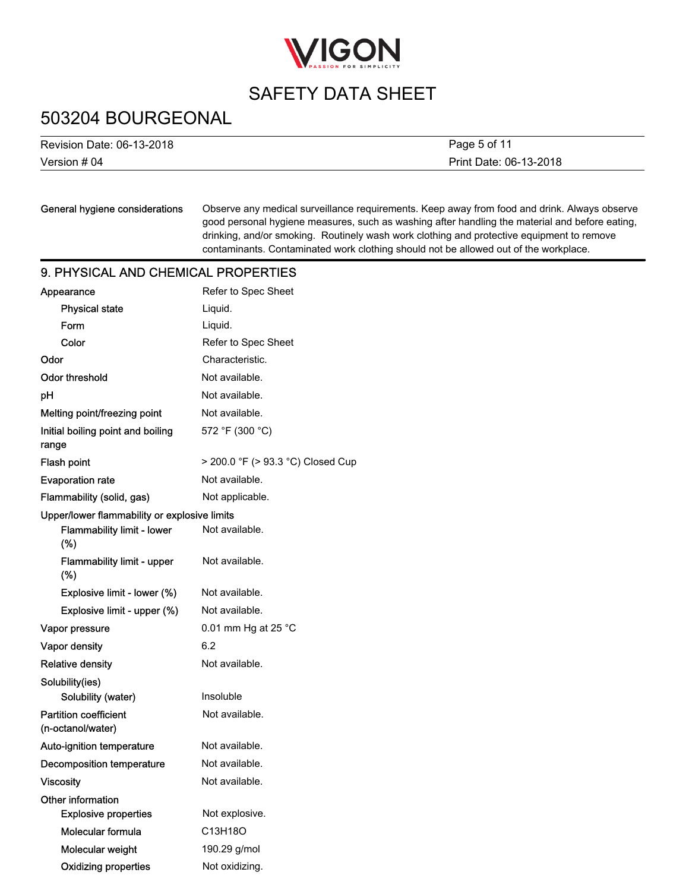| | |
|---|---|
| **General hygiene considerations** | Observe any medical surveillance requirements. Keep away from food and drink. Always observe good personal hygiene measures, such as washing after handling the material and before eating, drinking, and/or smoking. Routinely wash work clothing and protective equipment to remove contaminants. Contaminated work clothing should not be allowed out of the workplace. |

## 9. PHYSICAL AND CHEMICAL PROPERTIES

| | |
|---|---|
| **Appearance** | Refer to Spec Sheet |
| **Physical state** | Liquid. |
| **Form** | Liquid. |
| **Color** | Refer to Spec Sheet |
| **Odor** | Characteristic. |
| **Odor threshold** | Not available. |
| **pH** | Not available. |
| **Melting point/freezing point** | Not available. |
| **Initial boiling point and boiling range** | 572 °F (300 °C) |
| **Flash point** | > 200.0 °F (> 93.3 °C) Closed Cup |
| **Evaporation rate** | Not available. |
| **Flammability (solid, gas)** | Not applicable. |
| **Upper/lower flammability or explosive limits** | |
| **Flammability limit - lower (%)** | Not available. |
| **Flammability limit - upper (%)** | Not available. |
| **Explosive limit - lower (%)** | Not available. |
| **Explosive limit - upper (%)** | Not available. |
| **Vapor pressure** | 0.01 mm Hg at 25 °C |
| **Vapor density** | 6.2 |
| **Relative density** | Not available. |
| **Solubility(ies)** | |
| **Solubility (water)** | Insoluble |
| **Partition coefficient (n-octanol/water)** | Not available. |
| **Auto-ignition temperature** | Not available. |
| **Decomposition temperature** | Not available. |
| **Viscosity** | Not available. |
| **Other information** | |
| **Explosive properties** | Not explosive. |
| **Molecular formula** | $C_{13}H_{18}O$ |
| **Molecular weight** | 190.29 g/mol |
| **Oxidizing properties** | Not oxidizing. |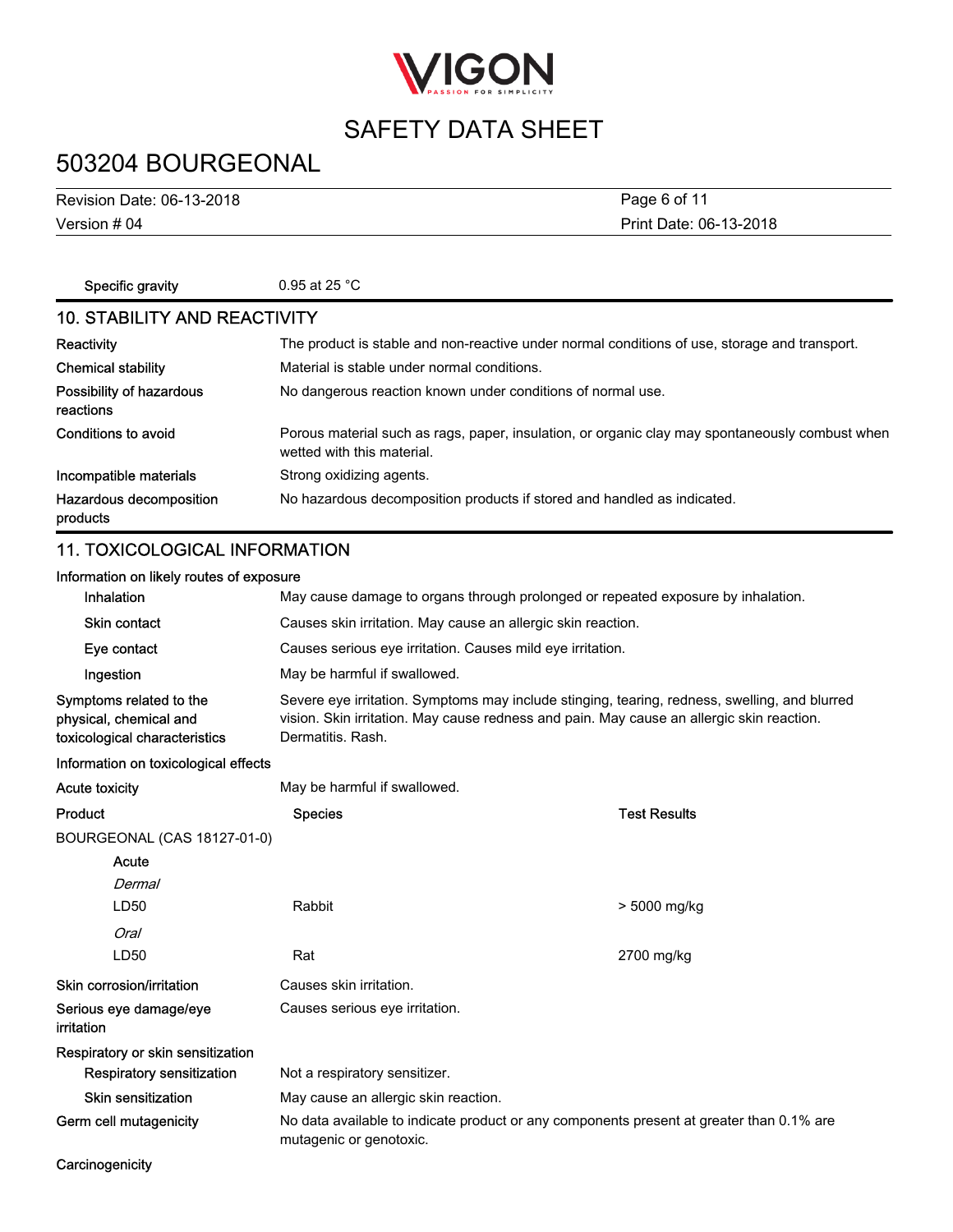Specific gravity 0.95 at 25 °C

## 10. STABILITY AND REACTIVITY

**Reactivity** The product is stable and non-reactive under normal conditions of use, storage and transport.

**Chemical stability** Material is stable under normal conditions.

**Possibility of hazardous reactions** No dangerous reaction known under conditions of normal use.

**Conditions to avoid** Porous material such as rags, paper, insulation, or organic clay may spontaneously combust when wetted with this material.

**Incompatible materials** Strong oxidizing agents.

**Hazardous decomposition products** No hazardous decomposition products if stored and handled as indicated.

## 11. TOXICOLOGICAL INFORMATION

**Information on likely routes of exposure**

**Inhalation** May cause damage to organs through prolonged or repeated exposure by inhalation.

**Skin contact** Causes skin irritation. May cause an allergic skin reaction.

**Eye contact** Causes serious eye irritation. Causes mild eye irritation.

**Ingestion** May be harmful if swallowed.

**Symptoms related to the physical, chemical and toxicological characteristics** Severe eye irritation. Symptoms may include stinging, tearing, redness, swelling, and blurred vision. Skin irritation. May cause redness and pain. May cause an allergic skin reaction. Dermatitis. Rash.

**Information on toxicological effects**

**Acute toxicity** May be harmful if swallowed.

| Product | Species | Test Results |
|---|---|---|
| BOURGEONAL (CAS 18127-01-0) | | |
| Acute | | |
| *Dermal* | | |
| LD50 | Rabbit | > 5000 mg/kg |
| *Oral* | | |
| LD50 | Rat | 2700 mg/kg |

**Skin corrosion/irritation** Causes skin irritation.

**Serious eye damage/eye irritation** Causes serious eye irritation.

**Respiratory or skin sensitization**

**Respiratory sensitization** Not a respiratory sensitizer.

**Skin sensitization** May cause an allergic skin reaction.

**Germ cell mutagenicity** No data available to indicate product or any components present at greater than 0.1% are mutagenic or genotoxic.

**Carcinogenicity**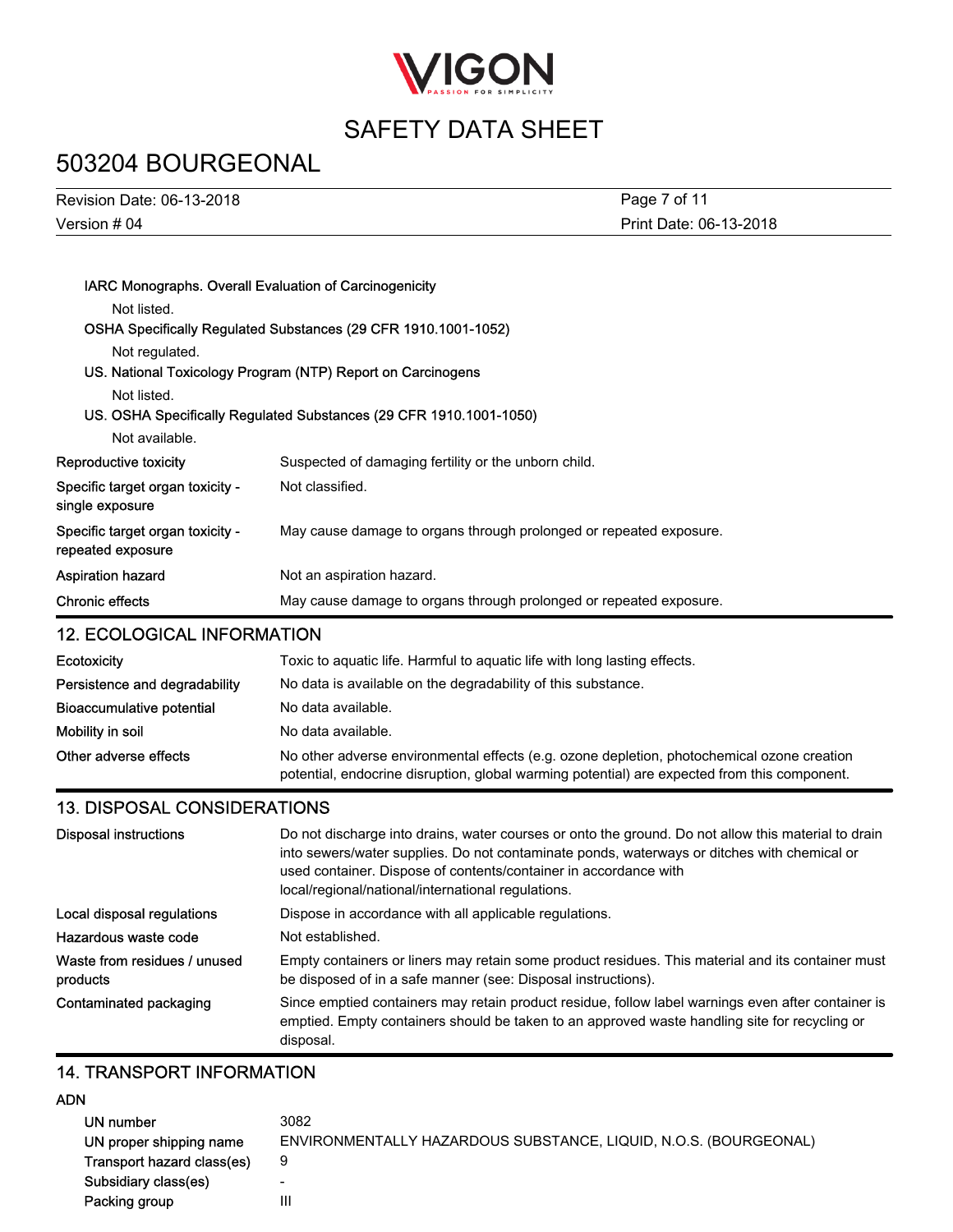**IARC Monographs. Overall Evaluation of Carcinogenicity**

Not listed.

**OSHA Specifically Regulated Substances (29 CFR 1910.1001-1052)**

Not regulated.

**US. National Toxicology Program (NTP) Report on Carcinogens**

Not listed.

**US. OSHA Specifically Regulated Substances (29 CFR 1910.1001-1050)**

Not available.

| | |
|---|---|
| **Reproductive toxicity** | Suspected of damaging fertility or the unborn child. |
| **Specific target organ toxicity - single exposure** | Not classified. |
| **Specific target organ toxicity - repeated exposure** | May cause damage to organs through prolonged or repeated exposure. |
| **Aspiration hazard** | Not an aspiration hazard. |
| **Chronic effects** | May cause damage to organs through prolonged or repeated exposure. |

## 12. ECOLOGICAL INFORMATION

| | |
|---|---|
| **Ecotoxicity** | Toxic to aquatic life. Harmful to aquatic life with long lasting effects. |
| **Persistence and degradability** | No data is available on the degradability of this substance. |
| **Bioaccumulative potential** | No data available. |
| **Mobility in soil** | No data available. |
| **Other adverse effects** | No other adverse environmental effects (e.g. ozone depletion, photochemical ozone creation potential, endocrine disruption, global warming potential) are expected from this component. |

## 13. DISPOSAL CONSIDERATIONS

| | |
|---|---|
| **Disposal instructions** | Do not discharge into drains, water courses or onto the ground. Do not allow this material to drain into sewers/water supplies. Do not contaminate ponds, waterways or ditches with chemical or used container. Dispose of contents/container in accordance with local/regional/national/international regulations. |
| **Local disposal regulations** | Dispose in accordance with all applicable regulations. |
| **Hazardous waste code** | Not established. |
| **Waste from residues / unused products** | Empty containers or liners may retain some product residues. This material and its container must be disposed of in a safe manner (see: Disposal instructions). |
| **Contaminated packaging** | Since emptied containers may retain product residue, follow label warnings even after container is emptied. Empty containers should be taken to an approved waste handling site for recycling or disposal. |

## 14. TRANSPORT INFORMATION

**ADN**

| | |
|---|---|
| **UN number** | 3082 |
| **UN proper shipping name** | ENVIRONMENTALLY HAZARDOUS SUBSTANCE, LIQUID, N.O.S. (BOURGEONAL) |
| **Transport hazard class(es)** | 9 |
| **Subsidiary class(es)** | - |
| **Packing group** | III |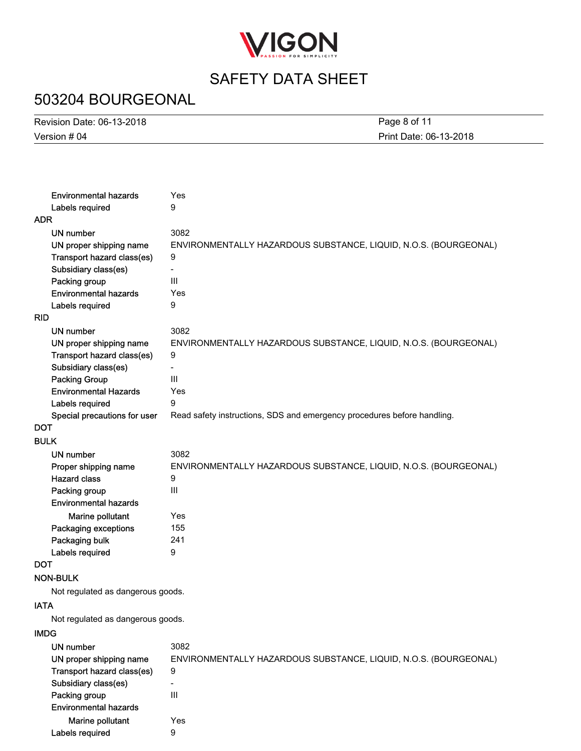| | |
|---|---|
| Environmental hazards | Yes |
| Labels required | 9 |

**ADR**

| | |
|---|---|
| UN number | 3082 |
| UN proper shipping name | ENVIRONMENTALLY HAZARDOUS SUBSTANCE, LIQUID, N.O.S. (BOURGEONAL) |
| Transport hazard class(es) | 9 |
| Subsidiary class(es) | - |
| Packing group | III |
| Environmental hazards | Yes |
| Labels required | 9 |

**RID**

| | |
|---|---|
| UN number | 3082 |
| UN proper shipping name | ENVIRONMENTALLY HAZARDOUS SUBSTANCE, LIQUID, N.O.S. (BOURGEONAL) |
| Transport hazard class(es) | 9 |
| Subsidiary class(es) | - |
| Packing Group | III |
| Environmental Hazards | Yes |
| Labels required | 9 |
| Special precautions for user | Read safety instructions, SDS and emergency procedures before handling. |

**DOT**

**BULK**

| | |
|---|---|
| UN number | 3082 |
| Proper shipping name | ENVIRONMENTALLY HAZARDOUS SUBSTANCE, LIQUID, N.O.S. (BOURGEONAL) |
| Hazard class | 9 |
| Packing group | III |
| Environmental hazards | |
| Marine pollutant | Yes |
| Packaging exceptions | 155 |
| Packaging bulk | 241 |
| Labels required | 9 |

**DOT**

**NON-BULK**

Not regulated as dangerous goods.

**IATA**

Not regulated as dangerous goods.

**IMDG**

| | |
|---|---|
| UN number | 3082 |
| UN proper shipping name | ENVIRONMENTALLY HAZARDOUS SUBSTANCE, LIQUID, N.O.S. (BOURGEONAL) |
| Transport hazard class(es) | 9 |
| Subsidiary class(es) | - |
| Packing group | III |
| Environmental hazards | |
| Marine pollutant | Yes |
| Labels required | 9 |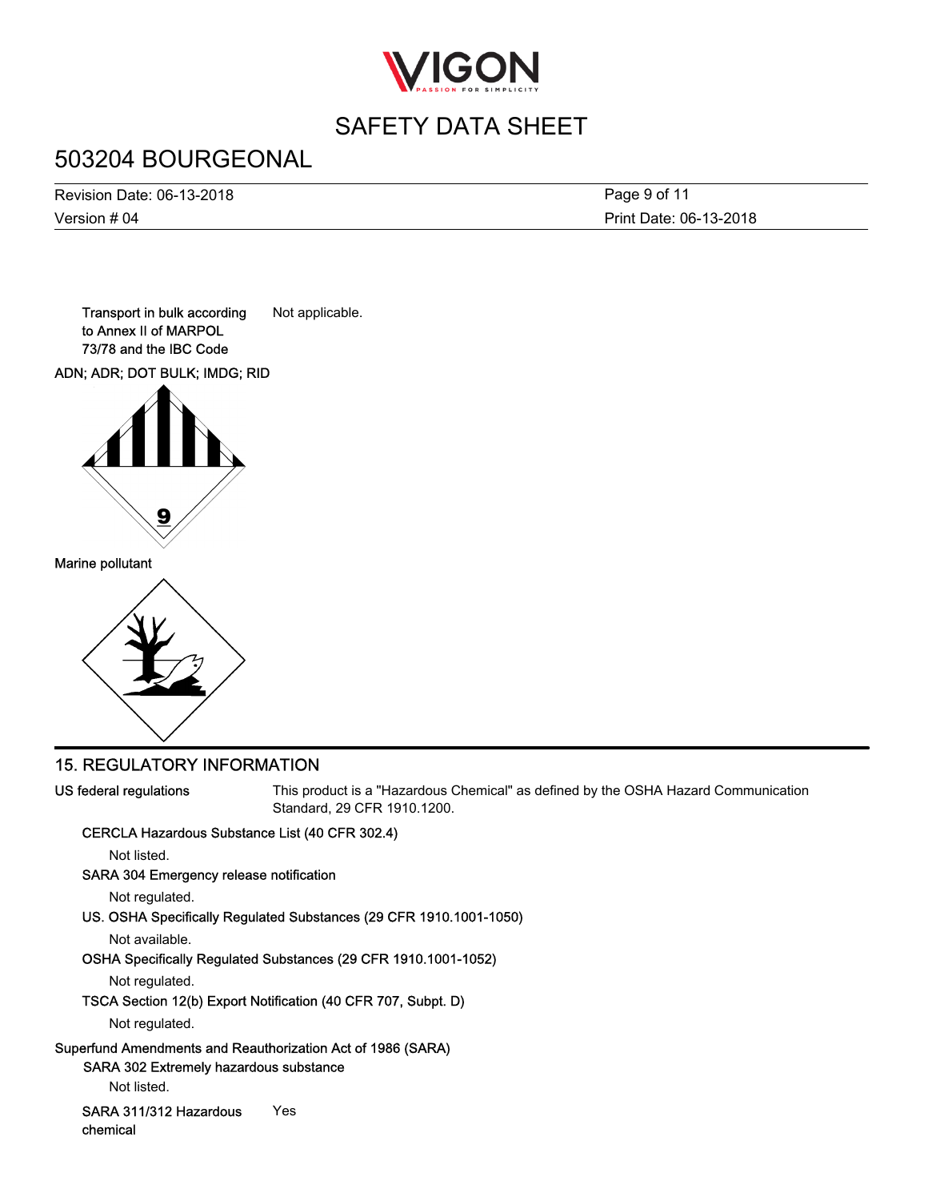Transport in bulk according to Annex II of MARPOL 73/78 and the IBC Code: Not applicable.

ADN; ADR; DOT BULK; IMDG; RID

Marine pollutant

## 15. REGULATORY INFORMATION

**US federal regulations**: This product is a "Hazardous Chemical" as defined by the OSHA Hazard Communication Standard, 29 CFR 1910.1200.

**CERCLA Hazardous Substance List (40 CFR 302.4)**

Not listed.

**SARA 304 Emergency release notification**

Not regulated.

**US. OSHA Specifically Regulated Substances (29 CFR 1910.1001-1050)**

Not available.

**OSHA Specifically Regulated Substances (29 CFR 1910.1001-1052)**

Not regulated.

**TSCA Section 12(b) Export Notification (40 CFR 707, Subpt. D)**

Not regulated.

**Superfund Amendments and Reauthorization Act of 1986 (SARA)**

**SARA 302 Extremely hazardous substance**

Not listed.

**SARA 311/312 Hazardous chemical**: Yes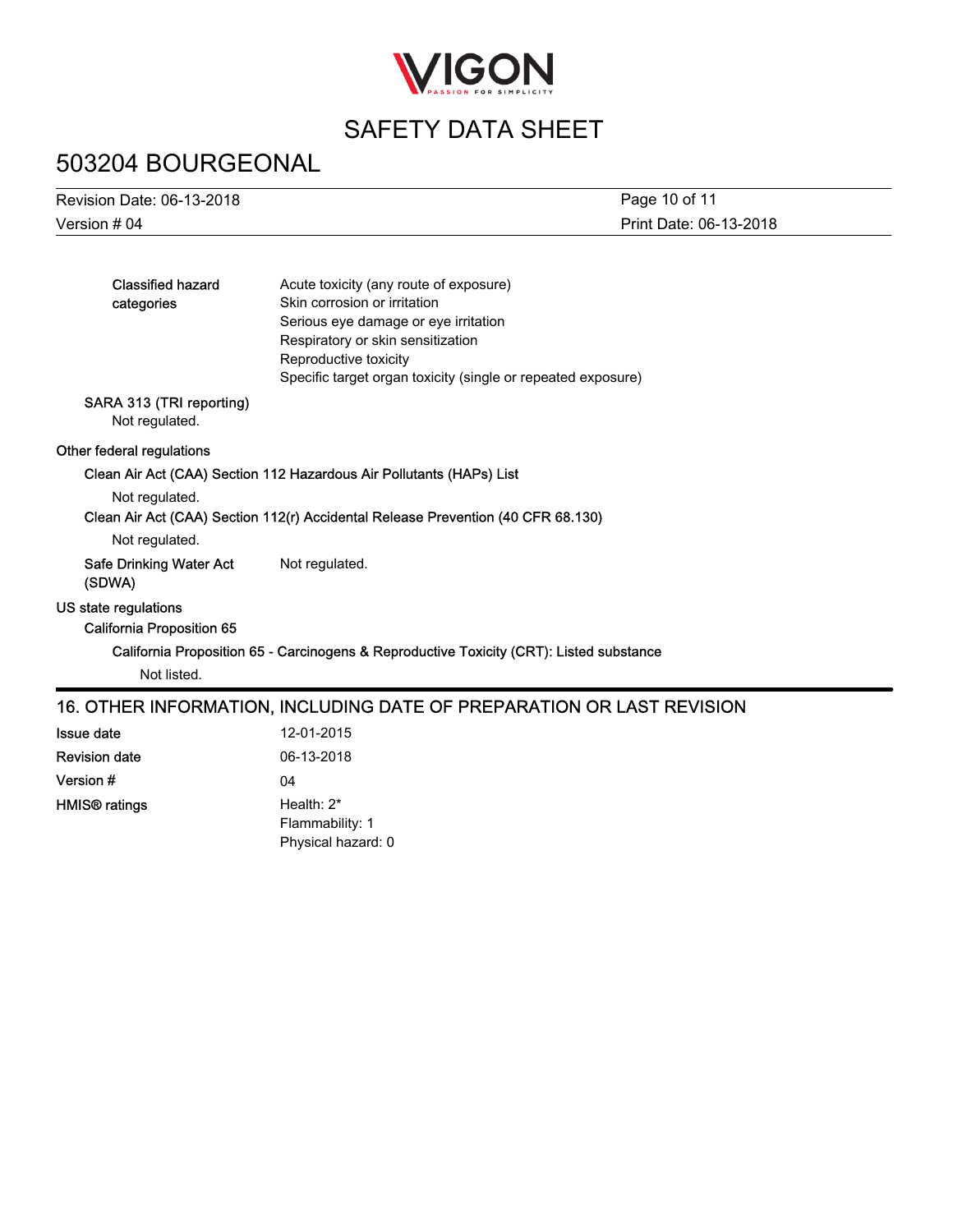| | |
|---|---|
| **Classified hazard categories** | Acute toxicity (any route of exposure)<br>Skin corrosion or irritation<br>Serious eye damage or eye irritation<br>Respiratory or skin sensitization<br>Reproductive toxicity<br>Specific target organ toxicity (single or repeated exposure) |

**SARA 313 (TRI reporting)**

Not regulated.

**Other federal regulations**

**Clean Air Act (CAA) Section 112 Hazardous Air Pollutants (HAPs) List**

Not regulated.

**Clean Air Act (CAA) Section 112(r) Accidental Release Prevention (40 CFR 68.130)**

Not regulated.

**Safe Drinking Water Act (SDWA)** Not regulated.

**US state regulations**

**California Proposition 65**

**California Proposition 65 - Carcinogens & Reproductive Toxicity (CRT): Listed substance**

Not listed.

## 16. OTHER INFORMATION, INCLUDING DATE OF PREPARATION OR LAST REVISION

| | |
|---|---|
| **Issue date** | 12-01-2015 |
| **Revision date** | 06-13-2018 |
| **Version #** | 04 |
| **HMIS® ratings** | Health: 2*<br>Flammability: 1<br>Physical hazard: 0 |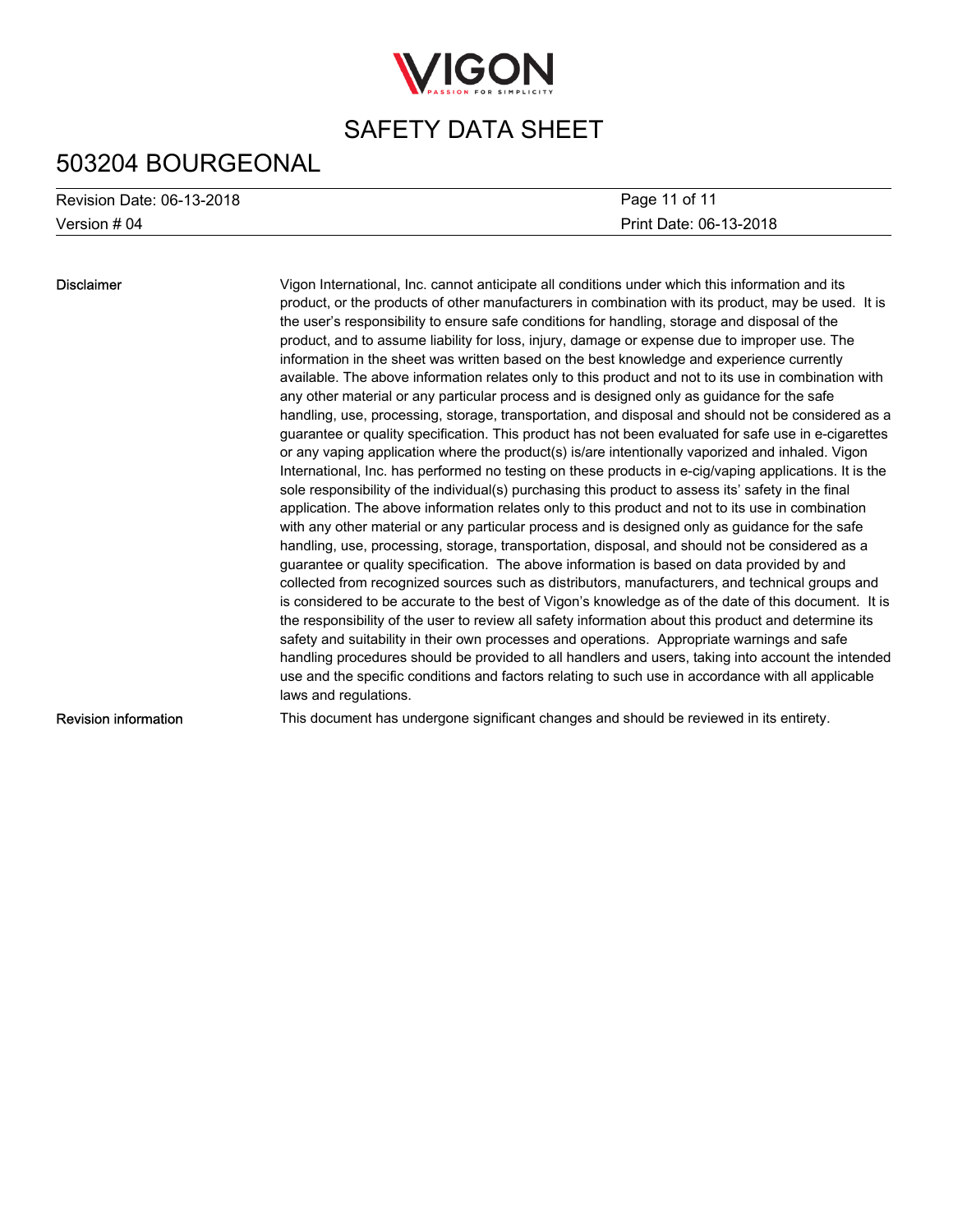**Disclaimer**

Vigon International, Inc. cannot anticipate all conditions under which this information and its product, or the products of other manufacturers in combination with its product, may be used. It is the user's responsibility to ensure safe conditions for handling, storage and disposal of the product, and to assume liability for loss, injury, damage or expense due to improper use. The information in the sheet was written based on the best knowledge and experience currently available. The above information relates only to this product and not to its use in combination with any other material or any particular process and is designed only as guidance for the safe handling, use, processing, storage, transportation, and disposal and should not be considered as a guarantee or quality specification. This product has not been evaluated for safe use in e-cigarettes or any vaping application where the product(s) is/are intentionally vaporized and inhaled. Vigon International, Inc. has performed no testing on these products in e-cig/vaping applications. It is the sole responsibility of the individual(s) purchasing this product to assess its' safety in the final application. The above information relates only to this product and not to its use in combination with any other material or any particular process and is designed only as guidance for the safe handling, use, processing, storage, transportation, disposal, and should not be considered as a guarantee or quality specification. The above information is based on data provided by and collected from recognized sources such as distributors, manufacturers, and technical groups and is considered to be accurate to the best of Vigon's knowledge as of the date of this document. It is the responsibility of the user to review all safety information about this product and determine its safety and suitability in their own processes and operations. Appropriate warnings and safe handling procedures should be provided to all handlers and users, taking into account the intended use and the specific conditions and factors relating to such use in accordance with all applicable laws and regulations.

**Revision information**

This document has undergone significant changes and should be reviewed in its entirety.